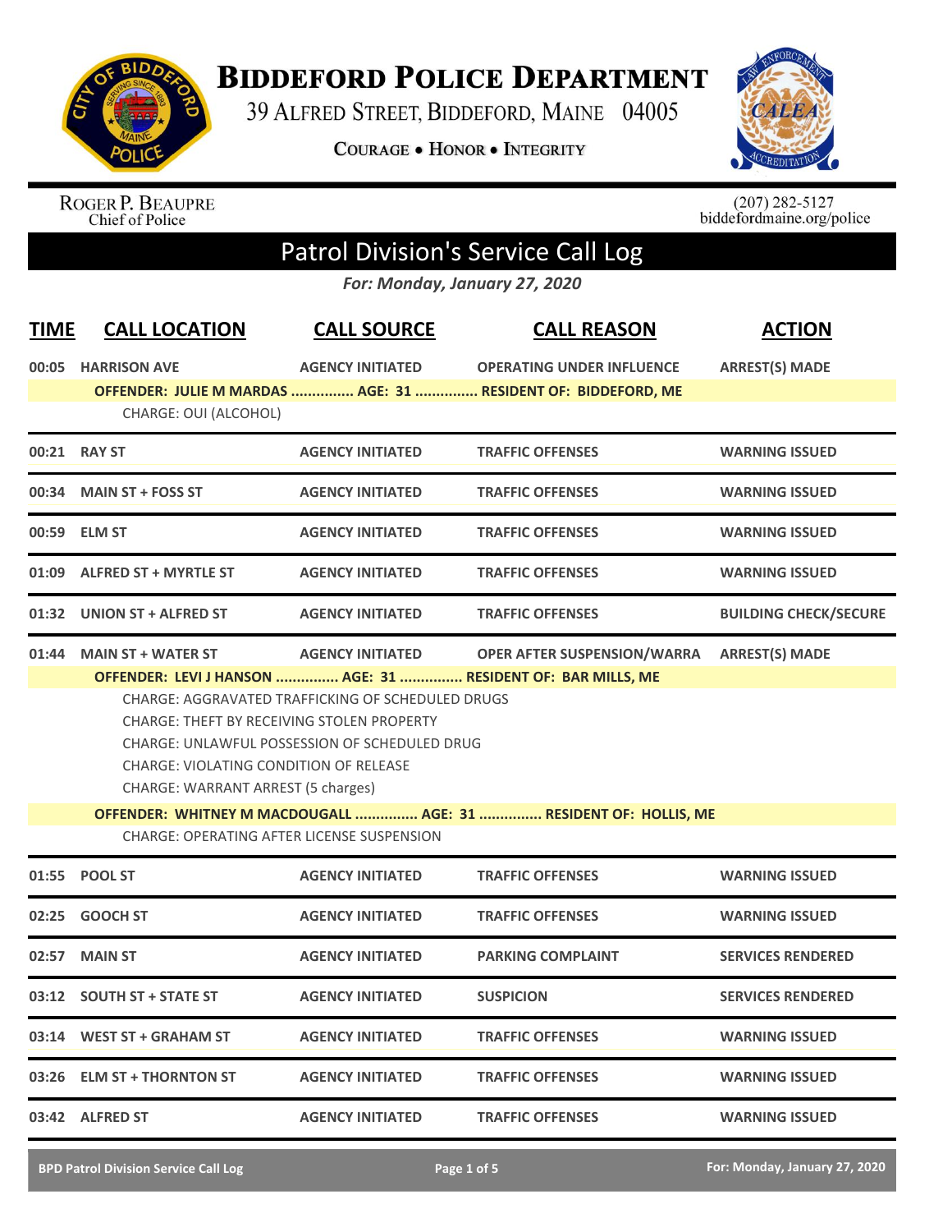# BIDDEFORD POLICE DEPARTMENT

39 ALFRED STREET, BIDDEFORD, MAINE 04005

COURAGE • HONOR • INTEGRITY

ROGER P. BEAUPRE
Chief of Police

(207) 282-5127
biddefordmaine.org/police

## Patrol Division's Service Call Log

*For: Monday, January 27, 2020*

| TIME | CALL LOCATION | CALL SOURCE | CALL REASON | ACTION |
|---|---|---|---|---|
| 00:05 | HARRISON AVE | AGENCY INITIATED | OPERATING UNDER INFLUENCE | ARREST(S) MADE |
| | OFFENDER: JULIE M MARDAS ............... AGE: 31 ............... RESIDENT OF: BIDDEFORD, ME | | | |
| | CHARGE: OUI (ALCOHOL) | | | |
| 00:21 | RAY ST | AGENCY INITIATED | TRAFFIC OFFENSES | WARNING ISSUED |
| 00:34 | MAIN ST + FOSS ST | AGENCY INITIATED | TRAFFIC OFFENSES | WARNING ISSUED |
| 00:59 | ELM ST | AGENCY INITIATED | TRAFFIC OFFENSES | WARNING ISSUED |
| 01:09 | ALFRED ST + MYRTLE ST | AGENCY INITIATED | TRAFFIC OFFENSES | WARNING ISSUED |
| 01:32 | UNION ST + ALFRED ST | AGENCY INITIATED | TRAFFIC OFFENSES | BUILDING CHECK/SECURE |
| 01:44 | MAIN ST + WATER ST | AGENCY INITIATED | OPER AFTER SUSPENSION/WARRA | ARREST(S) MADE |
| | OFFENDER: LEVI J HANSON ............... AGE: 31 ............... RESIDENT OF: BAR MILLS, ME | | | |
| | CHARGE: AGGRAVATED TRAFFICKING OF SCHEDULED DRUGS | | | |
| | CHARGE: THEFT BY RECEIVING STOLEN PROPERTY | | | |
| | CHARGE: UNLAWFUL POSSESSION OF SCHEDULED DRUG | | | |
| | CHARGE: VIOLATING CONDITION OF RELEASE | | | |
| | CHARGE: WARRANT ARREST (5 charges) | | | |
| | OFFENDER: WHITNEY M MACDOUGALL ............... AGE: 31 ............... RESIDENT OF: HOLLIS, ME | | | |
| | CHARGE: OPERATING AFTER LICENSE SUSPENSION | | | |
| 01:55 | POOL ST | AGENCY INITIATED | TRAFFIC OFFENSES | WARNING ISSUED |
| 02:25 | GOOCH ST | AGENCY INITIATED | TRAFFIC OFFENSES | WARNING ISSUED |
| 02:57 | MAIN ST | AGENCY INITIATED | PARKING COMPLAINT | SERVICES RENDERED |
| 03:12 | SOUTH ST + STATE ST | AGENCY INITIATED | SUSPICION | SERVICES RENDERED |
| 03:14 | WEST ST + GRAHAM ST | AGENCY INITIATED | TRAFFIC OFFENSES | WARNING ISSUED |
| 03:26 | ELM ST + THORNTON ST | AGENCY INITIATED | TRAFFIC OFFENSES | WARNING ISSUED |
| 03:42 | ALFRED ST | AGENCY INITIATED | TRAFFIC OFFENSES | WARNING ISSUED |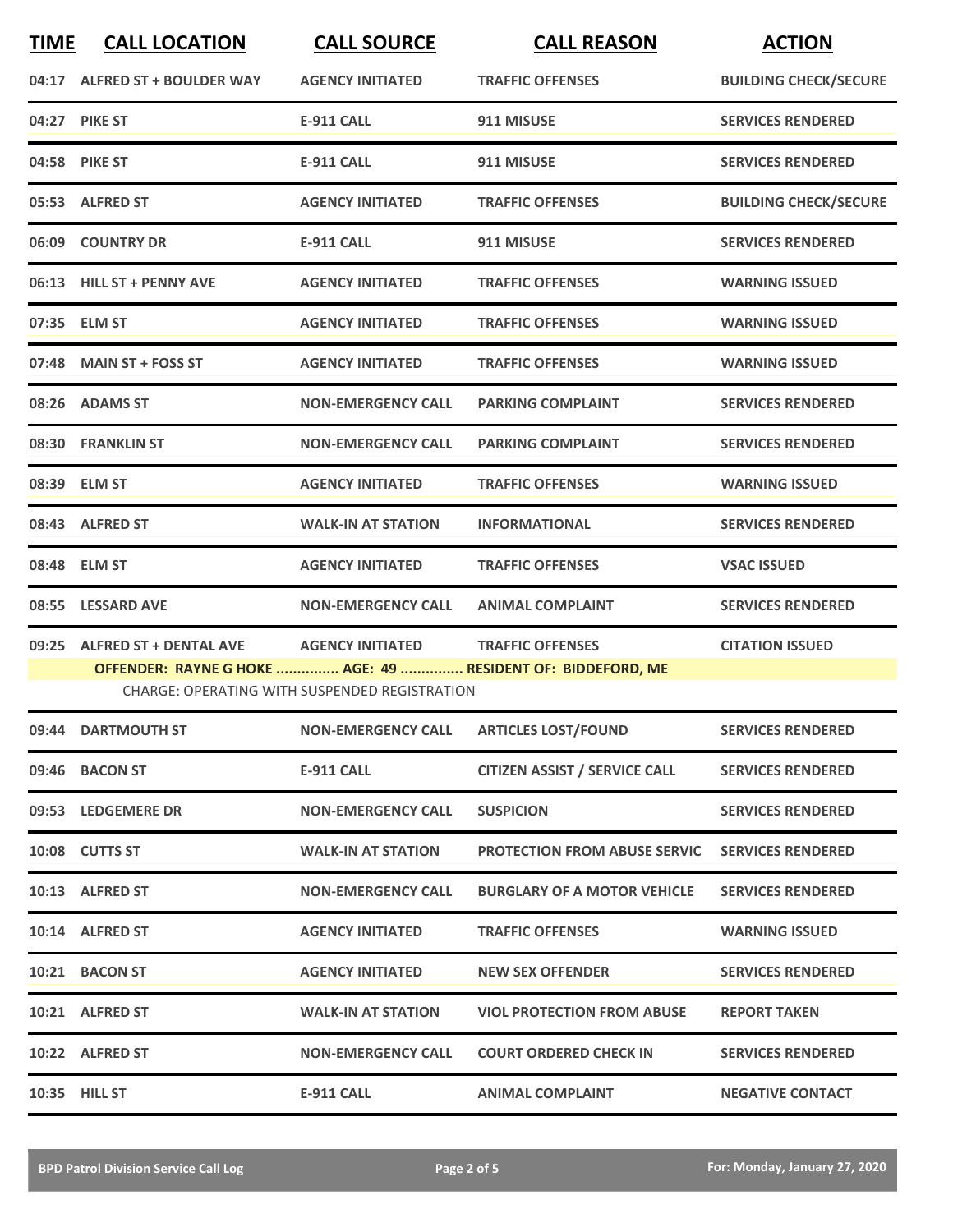| TIME | CALL LOCATION | CALL SOURCE | CALL REASON | ACTION |
|---|---|---|---|---|
| 04:17 | ALFRED ST + BOULDER WAY | AGENCY INITIATED | TRAFFIC OFFENSES | BUILDING CHECK/SECURE |
| 04:27 | PIKE ST | E-911 CALL | 911 MISUSE | SERVICES RENDERED |
| 04:58 | PIKE ST | E-911 CALL | 911 MISUSE | SERVICES RENDERED |
| 05:53 | ALFRED ST | AGENCY INITIATED | TRAFFIC OFFENSES | BUILDING CHECK/SECURE |
| 06:09 | COUNTRY DR | E-911 CALL | 911 MISUSE | SERVICES RENDERED |
| 06:13 | HILL ST + PENNY AVE | AGENCY INITIATED | TRAFFIC OFFENSES | WARNING ISSUED |
| 07:35 | ELM ST | AGENCY INITIATED | TRAFFIC OFFENSES | WARNING ISSUED |
| 07:48 | MAIN ST + FOSS ST | AGENCY INITIATED | TRAFFIC OFFENSES | WARNING ISSUED |
| 08:26 | ADAMS ST | NON-EMERGENCY CALL | PARKING COMPLAINT | SERVICES RENDERED |
| 08:30 | FRANKLIN ST | NON-EMERGENCY CALL | PARKING COMPLAINT | SERVICES RENDERED |
| 08:39 | ELM ST | AGENCY INITIATED | TRAFFIC OFFENSES | WARNING ISSUED |
| 08:43 | ALFRED ST | WALK-IN AT STATION | INFORMATIONAL | SERVICES RENDERED |
| 08:48 | ELM ST | AGENCY INITIATED | TRAFFIC OFFENSES | VSAC ISSUED |
| 08:55 | LESSARD AVE | NON-EMERGENCY CALL | ANIMAL COMPLAINT | SERVICES RENDERED |
| 09:25 | ALFRED ST + DENTAL AVE | AGENCY INITIATED | TRAFFIC OFFENSES | CITATION ISSUED |
| | OFFENDER: RAYNE G HOKE ............... AGE: 49 ............... RESIDENT OF: BIDDEFORD, ME | | | |
| | CHARGE: OPERATING WITH SUSPENDED REGISTRATION | | | |
| 09:44 | DARTMOUTH ST | NON-EMERGENCY CALL | ARTICLES LOST/FOUND | SERVICES RENDERED |
| 09:46 | BACON ST | E-911 CALL | CITIZEN ASSIST / SERVICE CALL | SERVICES RENDERED |
| 09:53 | LEDGEMERE DR | NON-EMERGENCY CALL | SUSPICION | SERVICES RENDERED |
| 10:08 | CUTTS ST | WALK-IN AT STATION | PROTECTION FROM ABUSE SERVIC | SERVICES RENDERED |
| 10:13 | ALFRED ST | NON-EMERGENCY CALL | BURGLARY OF A MOTOR VEHICLE | SERVICES RENDERED |
| 10:14 | ALFRED ST | AGENCY INITIATED | TRAFFIC OFFENSES | WARNING ISSUED |
| 10:21 | BACON ST | AGENCY INITIATED | NEW SEX OFFENDER | SERVICES RENDERED |
| 10:21 | ALFRED ST | WALK-IN AT STATION | VIOL PROTECTION FROM ABUSE | REPORT TAKEN |
| 10:22 | ALFRED ST | NON-EMERGENCY CALL | COURT ORDERED CHECK IN | SERVICES RENDERED |
| 10:35 | HILL ST | E-911 CALL | ANIMAL COMPLAINT | NEGATIVE CONTACT |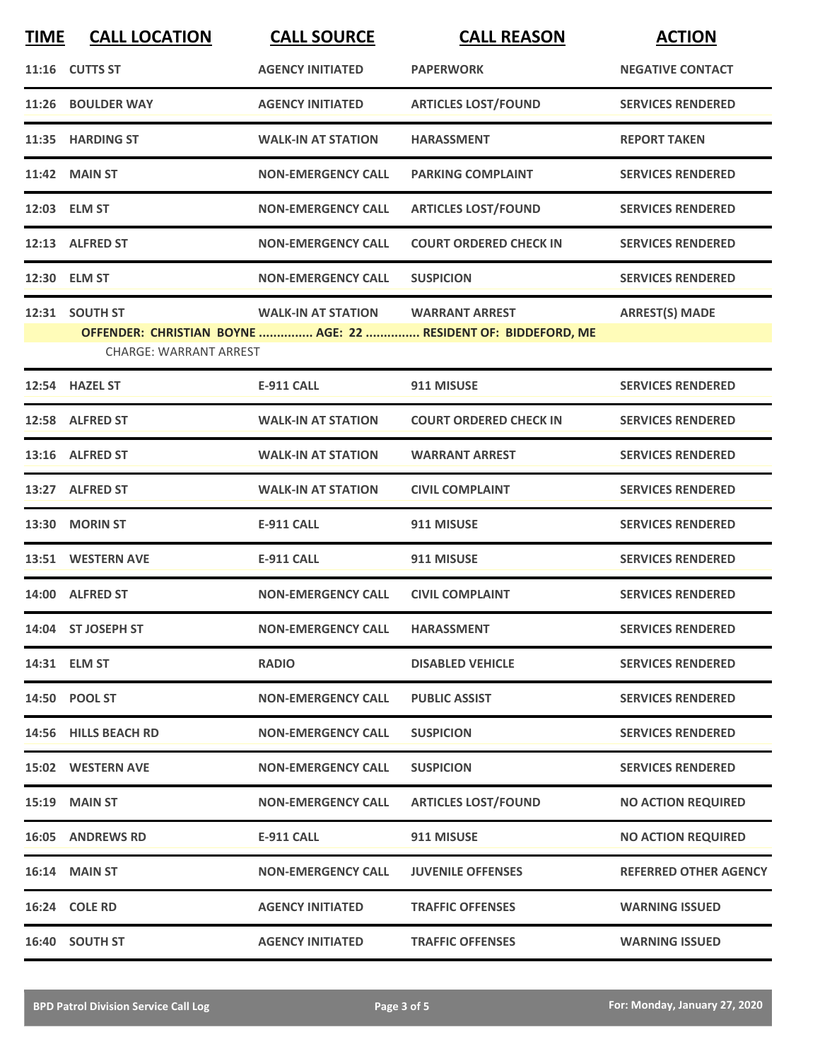| TIME | CALL LOCATION | CALL SOURCE | CALL REASON | ACTION |
|---|---|---|---|---|
| 11:16 | CUTTS ST | AGENCY INITIATED | PAPERWORK | NEGATIVE CONTACT |
| 11:26 | BOULDER WAY | AGENCY INITIATED | ARTICLES LOST/FOUND | SERVICES RENDERED |
| 11:35 | HARDING ST | WALK-IN AT STATION | HARASSMENT | REPORT TAKEN |
| 11:42 | MAIN ST | NON-EMERGENCY CALL | PARKING COMPLAINT | SERVICES RENDERED |
| 12:03 | ELM ST | NON-EMERGENCY CALL | ARTICLES LOST/FOUND | SERVICES RENDERED |
| 12:13 | ALFRED ST | NON-EMERGENCY CALL | COURT ORDERED CHECK IN | SERVICES RENDERED |
| 12:30 | ELM ST | NON-EMERGENCY CALL | SUSPICION | SERVICES RENDERED |
| 12:31 | SOUTH ST | WALK-IN AT STATION | WARRANT ARREST | ARREST(S) MADE |
| | OFFENDER: CHRISTIAN BOYNE ............... AGE: 22 ............... RESIDENT OF: BIDDEFORD, ME | | | |
| | CHARGE: WARRANT ARREST | | | |
| 12:54 | HAZEL ST | E-911 CALL | 911 MISUSE | SERVICES RENDERED |
| 12:58 | ALFRED ST | WALK-IN AT STATION | COURT ORDERED CHECK IN | SERVICES RENDERED |
| 13:16 | ALFRED ST | WALK-IN AT STATION | WARRANT ARREST | SERVICES RENDERED |
| 13:27 | ALFRED ST | WALK-IN AT STATION | CIVIL COMPLAINT | SERVICES RENDERED |
| 13:30 | MORIN ST | E-911 CALL | 911 MISUSE | SERVICES RENDERED |
| 13:51 | WESTERN AVE | E-911 CALL | 911 MISUSE | SERVICES RENDERED |
| 14:00 | ALFRED ST | NON-EMERGENCY CALL | CIVIL COMPLAINT | SERVICES RENDERED |
| 14:04 | ST JOSEPH ST | NON-EMERGENCY CALL | HARASSMENT | SERVICES RENDERED |
| 14:31 | ELM ST | RADIO | DISABLED VEHICLE | SERVICES RENDERED |
| 14:50 | POOL ST | NON-EMERGENCY CALL | PUBLIC ASSIST | SERVICES RENDERED |
| 14:56 | HILLS BEACH RD | NON-EMERGENCY CALL | SUSPICION | SERVICES RENDERED |
| 15:02 | WESTERN AVE | NON-EMERGENCY CALL | SUSPICION | SERVICES RENDERED |
| 15:19 | MAIN ST | NON-EMERGENCY CALL | ARTICLES LOST/FOUND | NO ACTION REQUIRED |
| 16:05 | ANDREWS RD | E-911 CALL | 911 MISUSE | NO ACTION REQUIRED |
| 16:14 | MAIN ST | NON-EMERGENCY CALL | JUVENILE OFFENSES | REFERRED OTHER AGENCY |
| 16:24 | COLE RD | AGENCY INITIATED | TRAFFIC OFFENSES | WARNING ISSUED |
| 16:40 | SOUTH ST | AGENCY INITIATED | TRAFFIC OFFENSES | WARNING ISSUED |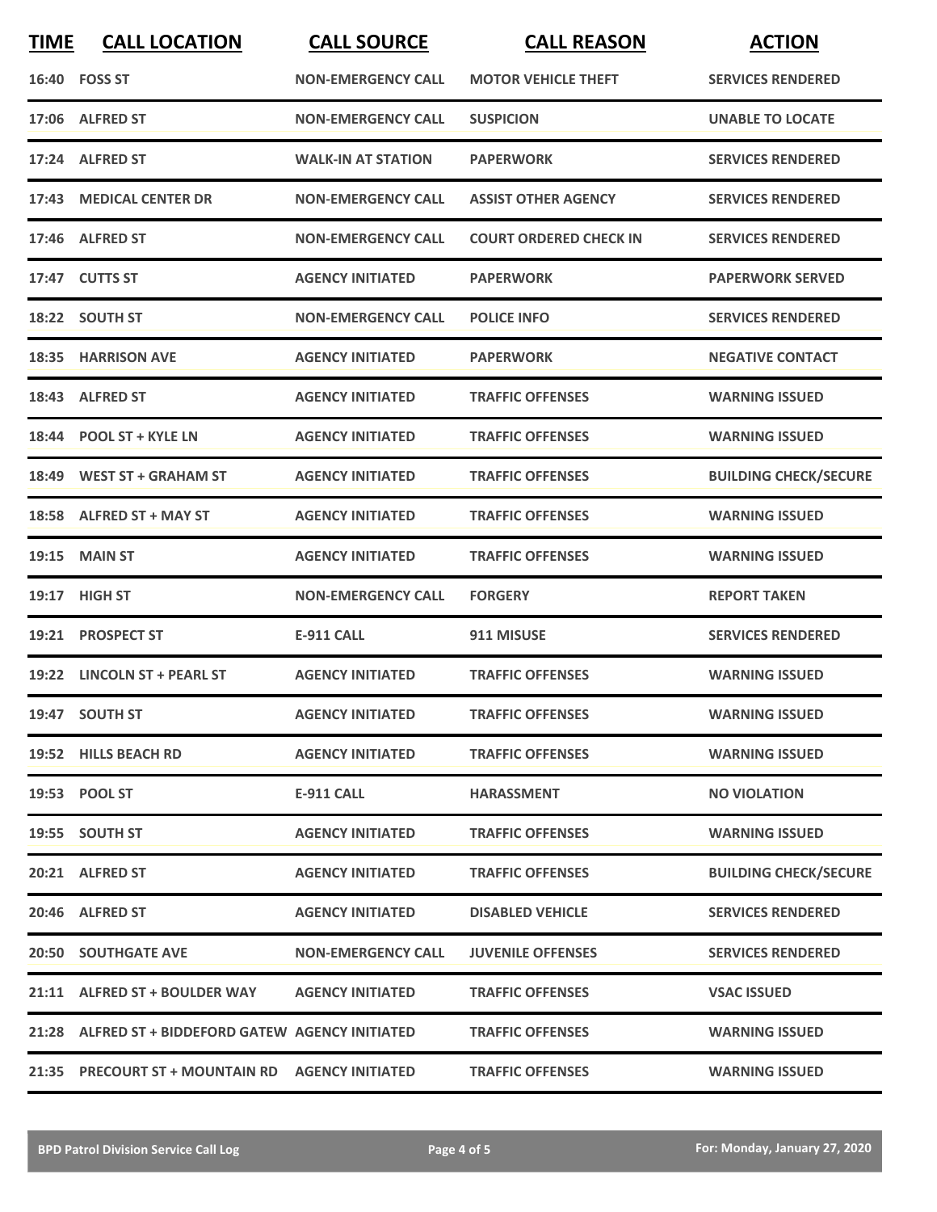| TIME | CALL LOCATION | CALL SOURCE | CALL REASON | ACTION |
|---|---|---|---|---|
| 16:40 | FOSS ST | NON-EMERGENCY CALL | MOTOR VEHICLE THEFT | SERVICES RENDERED |
| 17:06 | ALFRED ST | NON-EMERGENCY CALL | SUSPICION | UNABLE TO LOCATE |
| 17:24 | ALFRED ST | WALK-IN AT STATION | PAPERWORK | SERVICES RENDERED |
| 17:43 | MEDICAL CENTER DR | NON-EMERGENCY CALL | ASSIST OTHER AGENCY | SERVICES RENDERED |
| 17:46 | ALFRED ST | NON-EMERGENCY CALL | COURT ORDERED CHECK IN | SERVICES RENDERED |
| 17:47 | CUTTS ST | AGENCY INITIATED | PAPERWORK | PAPERWORK SERVED |
| 18:22 | SOUTH ST | NON-EMERGENCY CALL | POLICE INFO | SERVICES RENDERED |
| 18:35 | HARRISON AVE | AGENCY INITIATED | PAPERWORK | NEGATIVE CONTACT |
| 18:43 | ALFRED ST | AGENCY INITIATED | TRAFFIC OFFENSES | WARNING ISSUED |
| 18:44 | POOL ST + KYLE LN | AGENCY INITIATED | TRAFFIC OFFENSES | WARNING ISSUED |
| 18:49 | WEST ST + GRAHAM ST | AGENCY INITIATED | TRAFFIC OFFENSES | BUILDING CHECK/SECURE |
| 18:58 | ALFRED ST + MAY ST | AGENCY INITIATED | TRAFFIC OFFENSES | WARNING ISSUED |
| 19:15 | MAIN ST | AGENCY INITIATED | TRAFFIC OFFENSES | WARNING ISSUED |
| 19:17 | HIGH ST | NON-EMERGENCY CALL | FORGERY | REPORT TAKEN |
| 19:21 | PROSPECT ST | E-911 CALL | 911 MISUSE | SERVICES RENDERED |
| 19:22 | LINCOLN ST + PEARL ST | AGENCY INITIATED | TRAFFIC OFFENSES | WARNING ISSUED |
| 19:47 | SOUTH ST | AGENCY INITIATED | TRAFFIC OFFENSES | WARNING ISSUED |
| 19:52 | HILLS BEACH RD | AGENCY INITIATED | TRAFFIC OFFENSES | WARNING ISSUED |
| 19:53 | POOL ST | E-911 CALL | HARASSMENT | NO VIOLATION |
| 19:55 | SOUTH ST | AGENCY INITIATED | TRAFFIC OFFENSES | WARNING ISSUED |
| 20:21 | ALFRED ST | AGENCY INITIATED | TRAFFIC OFFENSES | BUILDING CHECK/SECURE |
| 20:46 | ALFRED ST | AGENCY INITIATED | DISABLED VEHICLE | SERVICES RENDERED |
| 20:50 | SOUTHGATE AVE | NON-EMERGENCY CALL | JUVENILE OFFENSES | SERVICES RENDERED |
| 21:11 | ALFRED ST + BOULDER WAY | AGENCY INITIATED | TRAFFIC OFFENSES | VSAC ISSUED |
| 21:28 | ALFRED ST + BIDDEFORD GATEW | AGENCY INITIATED | TRAFFIC OFFENSES | WARNING ISSUED |
| 21:35 | PRECOURT ST + MOUNTAIN RD | AGENCY INITIATED | TRAFFIC OFFENSES | WARNING ISSUED |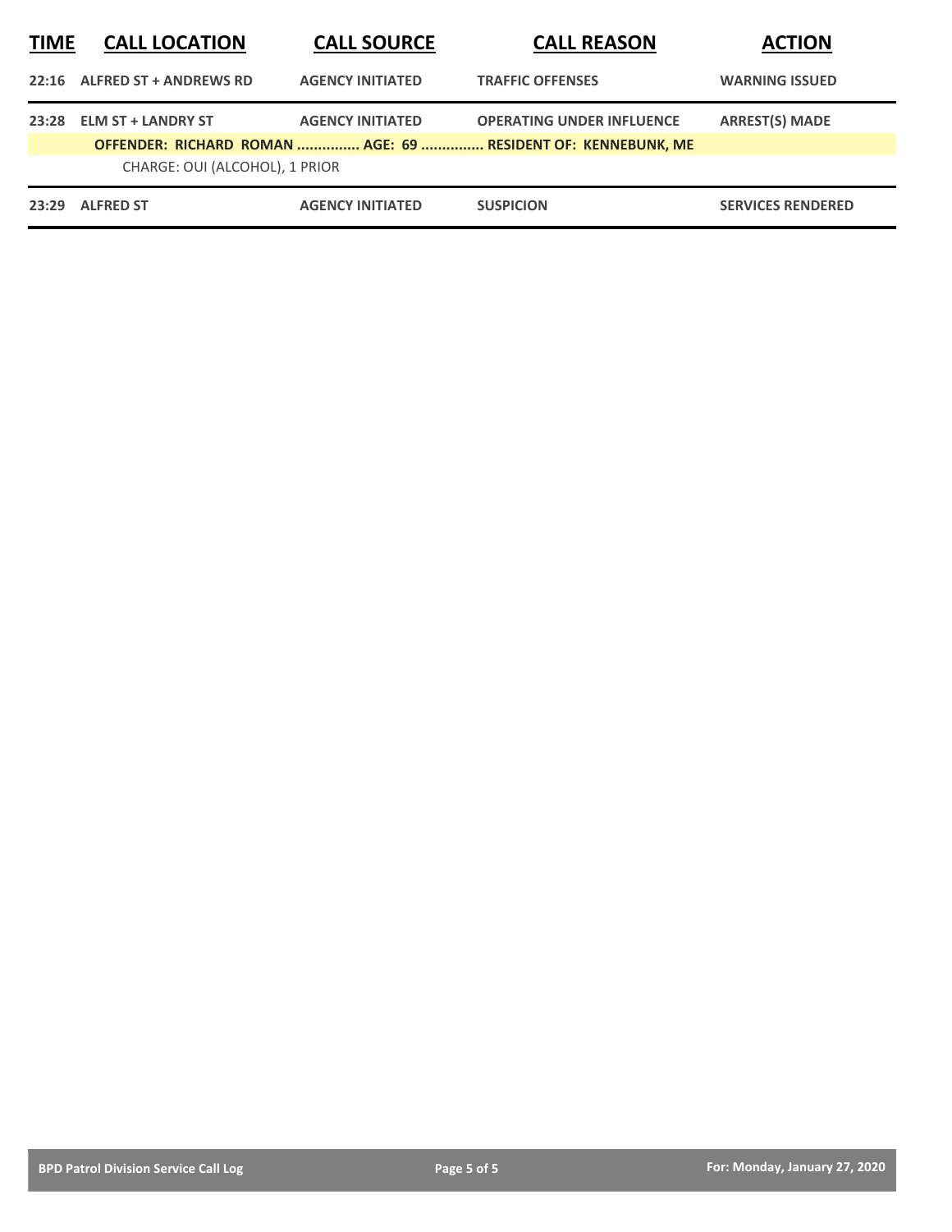| TIME | CALL LOCATION | CALL SOURCE | CALL REASON | ACTION |
|---|---|---|---|---|
| 22:16 | ALFRED ST + ANDREWS RD | AGENCY INITIATED | TRAFFIC OFFENSES | WARNING ISSUED |
| 23:28 | ELM ST + LANDRY ST | AGENCY INITIATED | OPERATING UNDER INFLUENCE | ARREST(S) MADE |
| | OFFENDER: RICHARD ROMAN ............... AGE: 69 ............... RESIDENT OF: KENNEBUNK, ME | | | |
| | CHARGE: OUI (ALCOHOL), 1 PRIOR | | | |
| 23:29 | ALFRED ST | AGENCY INITIATED | SUSPICION | SERVICES RENDERED |